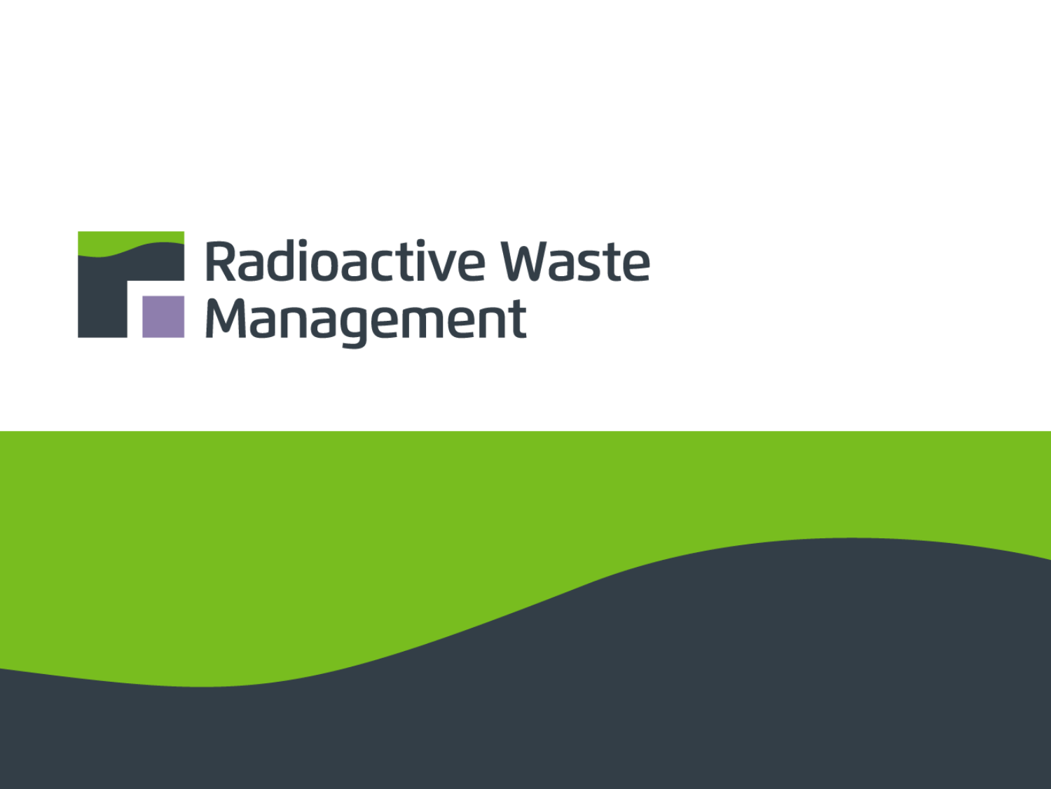Radioactive Waste Management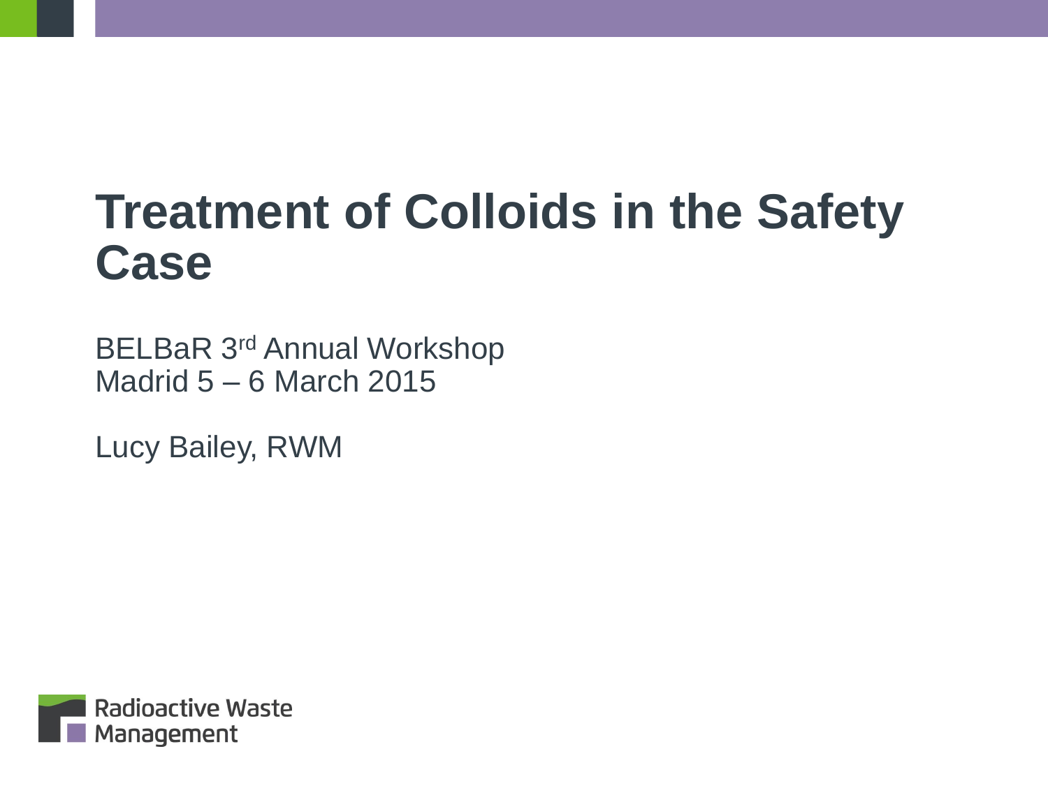# Treatment of Colloids in the Safety Case

BELBaR 3rd Annual Workshop
Madrid 5 – 6 March 2015

Lucy Bailey, RWM

Radioactive Waste Management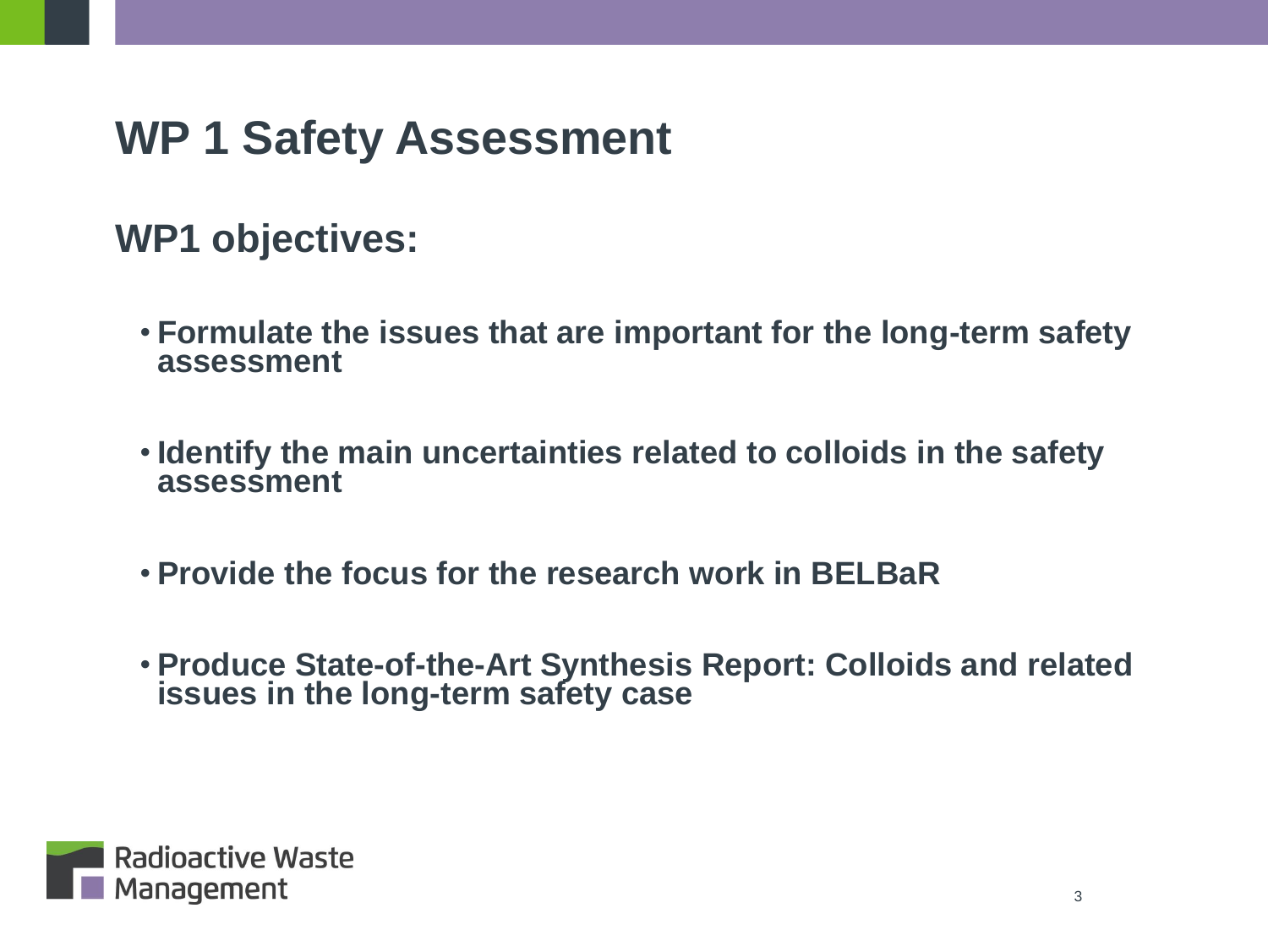# WP 1 Safety Assessment

## WP1 objectives:

- **Formulate the issues that are important for the long-term safety assessment**
- **Identify the main uncertainties related to colloids in the safety assessment**
- **Provide the focus for the research work in BELBaR**
- **Produce State-of-the-Art Synthesis Report: Colloids and related issues in the long-term safety case**

Radioactive Waste Management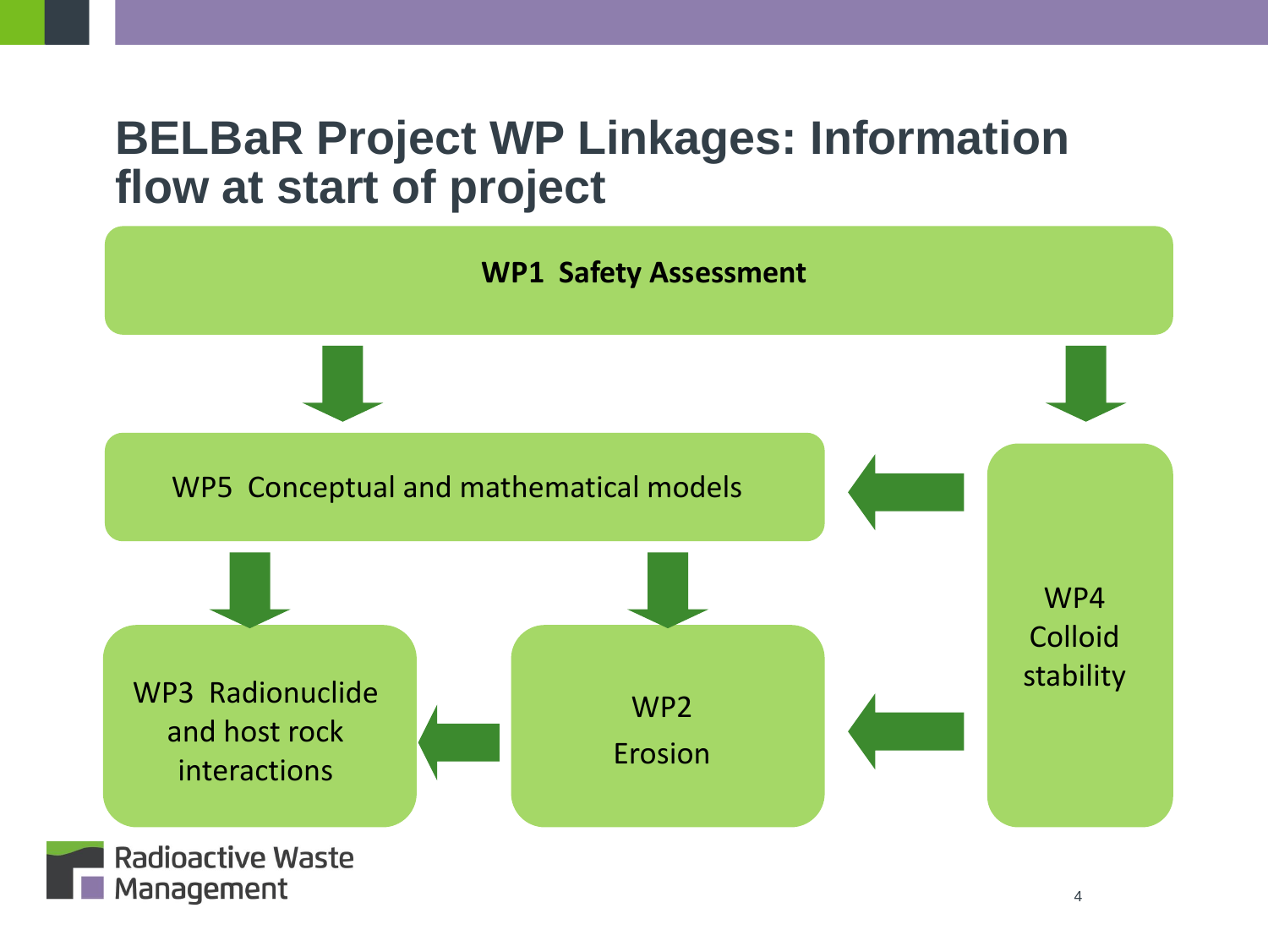# BELBaR Project WP Linkages: Information flow at start of project

**WP1 Safety Assessment**

WP5 Conceptual and mathematical models

WP4 Colloid stability

WP3 Radionuclide and host rock interactions

WP2 Erosion

Radioactive Waste Management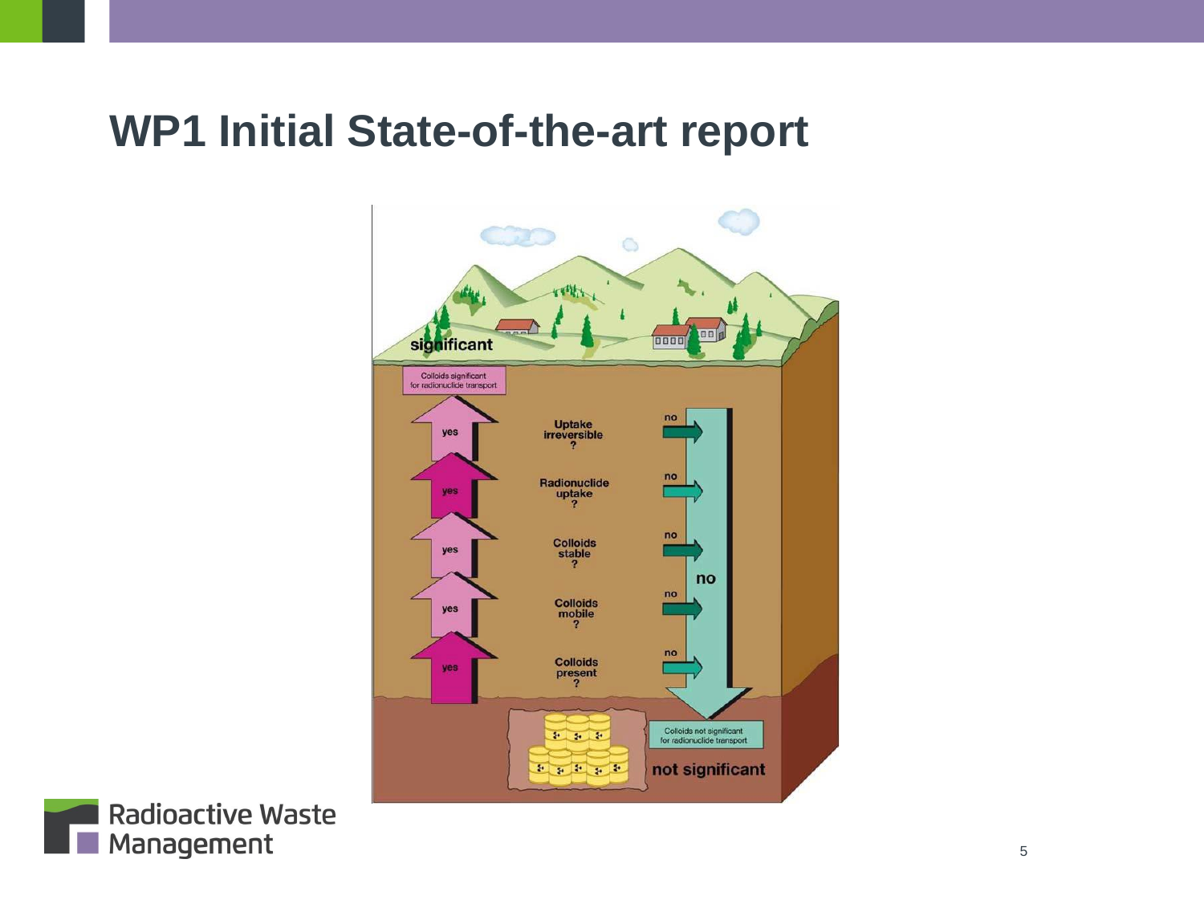# WP1 Initial State-of-the-art report

significant

Colloids significant for radionuclide transport

| | | |
|---|---|---|
| yes | Uptake irreversible ? | no |
| yes | Radionuclide uptake ? | no |
| yes | Colloids stable ? | no |
| yes | Colloids mobile ? | no |
| yes | Colloids present ? | no |

no

Colloids not significant for radionuclide transport

not significant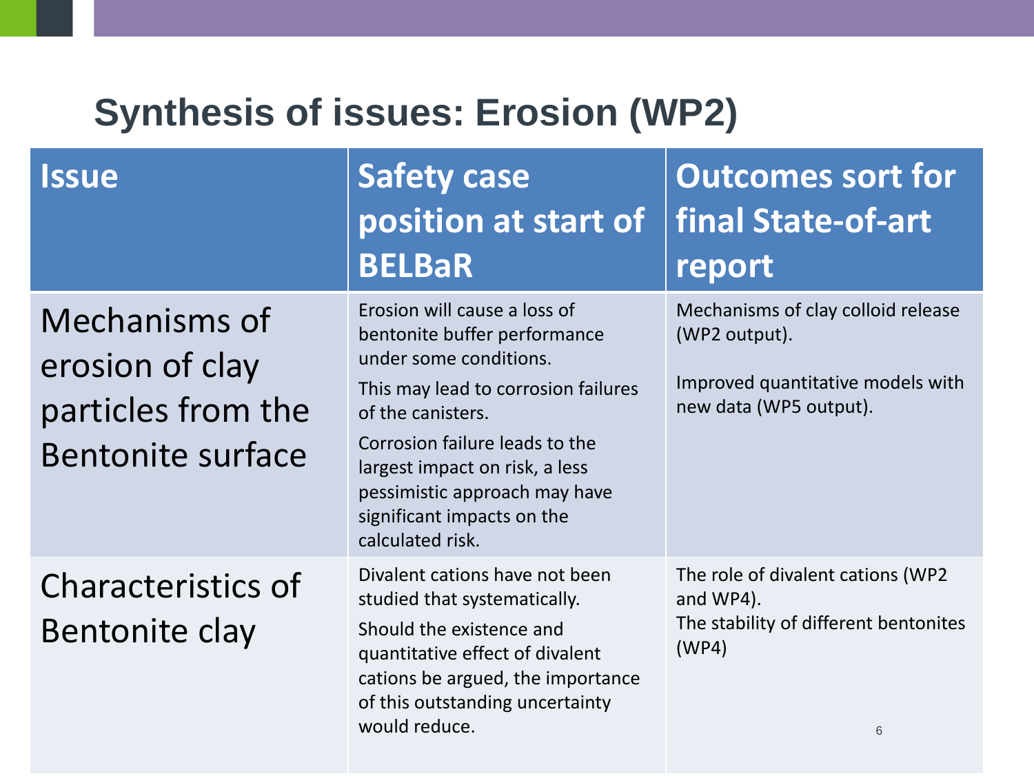# Synthesis of issues: Erosion (WP2)

| Issue | Safety case position at start of BELBaR | Outcomes sort for final State-of-art report |
| --- | --- | --- |
| Mechanisms of erosion of clay particles from the Bentonite surface | Erosion will cause a loss of bentonite buffer performance under some conditions.<br><br>This may lead to corrosion failures of the canisters.<br><br>Corrosion failure leads to the largest impact on risk, a less pessimistic approach may have significant impacts on the calculated risk. | Mechanisms of clay colloid release (WP2 output).<br><br>Improved quantitative models with new data (WP5 output). |
| Characteristics of Bentonite clay | Divalent cations have not been studied that systematically.<br><br>Should the existence and quantitative effect of divalent cations be argued, the importance of this outstanding uncertainty would reduce. | The role of divalent cations (WP2 and WP4).<br>The stability of different bentonites (WP4) |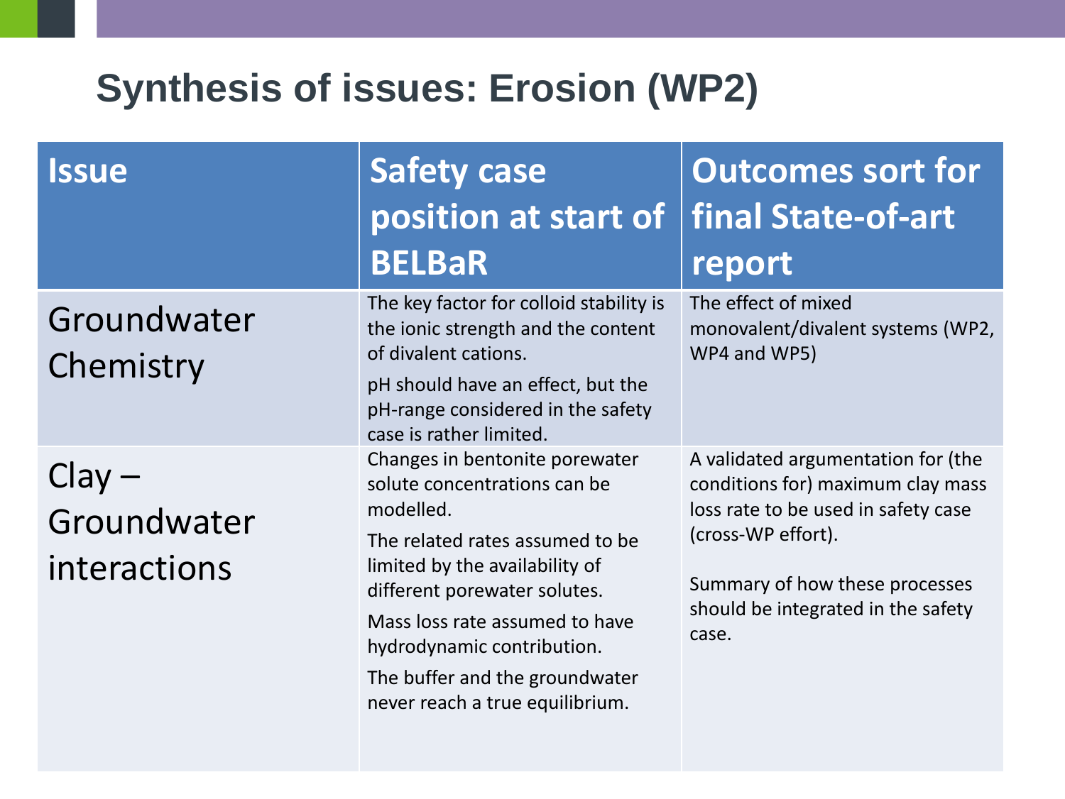# Synthesis of issues: Erosion (WP2)

| Issue | Safety case position at start of BELBaR | Outcomes sort for final State-of-art report |
|---|---|---|
| Groundwater Chemistry | The key factor for colloid stability is the ionic strength and the content of divalent cations.<br><br>pH should have an effect, but the pH-range considered in the safety case is rather limited. | The effect of mixed monovalent/divalent systems (WP2, WP4 and WP5) |
| Clay – Groundwater interactions | Changes in bentonite porewater solute concentrations can be modelled.<br><br>The related rates assumed to be limited by the availability of different porewater solutes.<br><br>Mass loss rate assumed to have hydrodynamic contribution.<br><br>The buffer and the groundwater never reach a true equilibrium. | A validated argumentation for (the conditions for) maximum clay mass loss rate to be used in safety case (cross-WP effort).<br><br>Summary of how these processes should be integrated in the safety case. |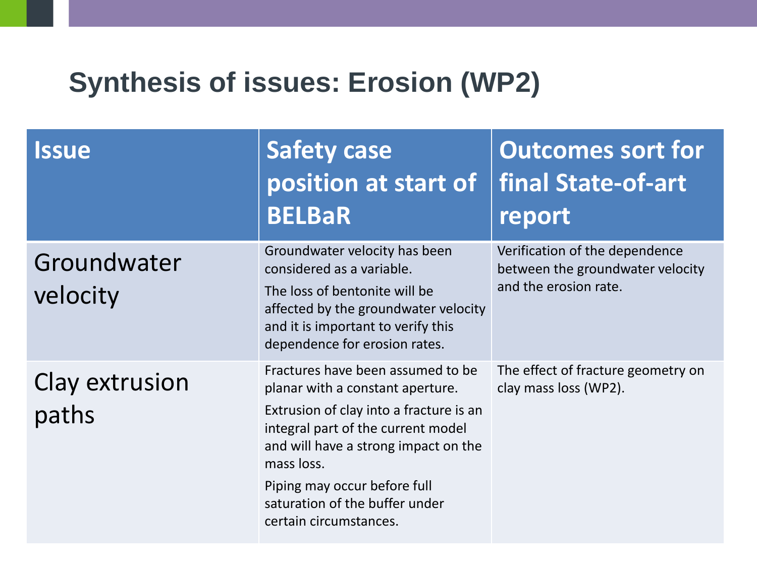# Synthesis of issues: Erosion (WP2)

| Issue | Safety case position at start of BELBaR | Outcomes sort for final State-of-art report |
|---|---|---|
| Groundwater velocity | Groundwater velocity has been considered as a variable.<br>The loss of bentonite will be affected by the groundwater velocity and it is important to verify this dependence for erosion rates. | Verification of the dependence between the groundwater velocity and the erosion rate. |
| Clay extrusion paths | Fractures have been assumed to be planar with a constant aperture.<br>Extrusion of clay into a fracture is an integral part of the current model and will have a strong impact on the mass loss.<br>Piping may occur before full saturation of the buffer under certain circumstances. | The effect of fracture geometry on clay mass loss (WP2). |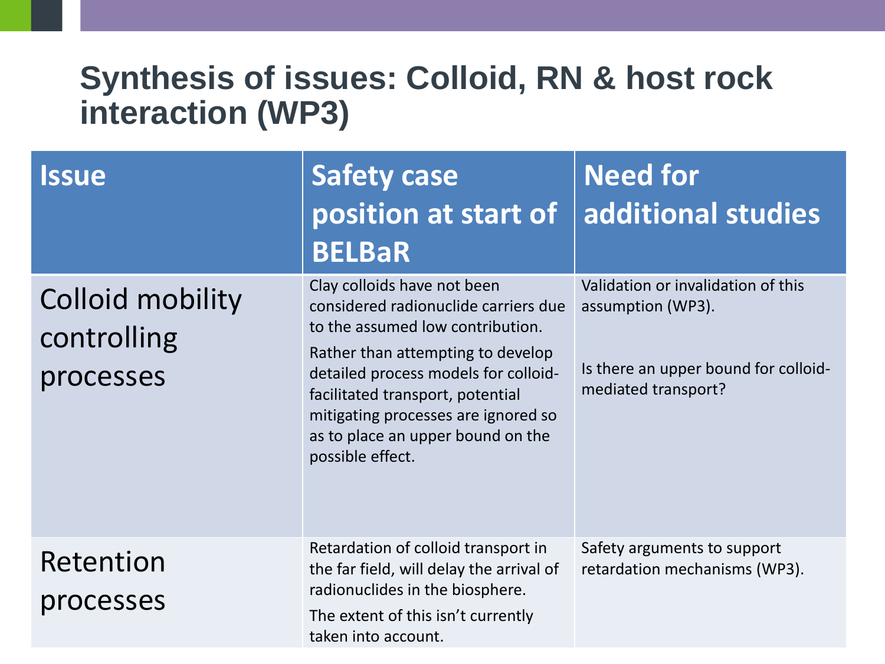# Synthesis of issues: Colloid, RN & host rock interaction (WP3)

| Issue | Safety case position at start of BELBaR | Need for additional studies |
|---|---|---|
| Colloid mobility controlling processes | Clay colloids have not been considered radionuclide carriers due to the assumed low contribution.<br>Rather than attempting to develop detailed process models for colloid-facilitated transport, potential mitigating processes are ignored so as to place an upper bound on the possible effect. | Validation or invalidation of this assumption (WP3).<br><br>Is there an upper bound for colloid-mediated transport? |
| Retention processes | Retardation of colloid transport in the far field, will delay the arrival of radionuclides in the biosphere.<br>The extent of this isn't currently taken into account. | Safety arguments to support retardation mechanisms (WP3). |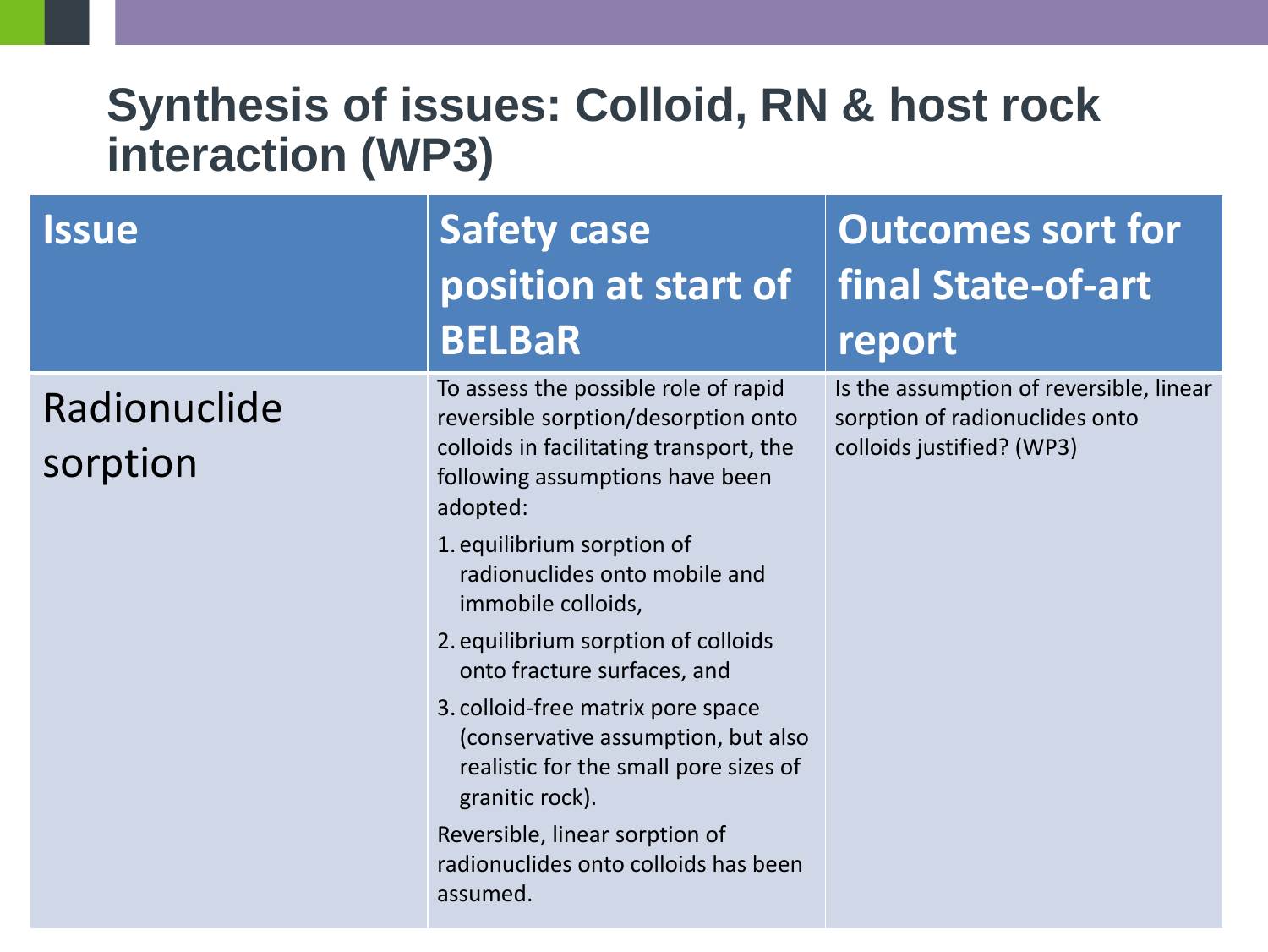# Synthesis of issues: Colloid, RN & host rock interaction (WP3)

| Issue | Safety case position at start of BELBaR | Outcomes sort for final State-of-art report |
| --- | --- | --- |
| Radionuclide sorption | To assess the possible role of rapid reversible sorption/desorption onto colloids in facilitating transport, the following assumptions have been adopted:<br>1. equilibrium sorption of radionuclides onto mobile and immobile colloids,<br>2. equilibrium sorption of colloids onto fracture surfaces, and<br>3. colloid-free matrix pore space (conservative assumption, but also realistic for the small pore sizes of granitic rock).<br>Reversible, linear sorption of radionuclides onto colloids has been assumed. | Is the assumption of reversible, linear sorption of radionuclides onto colloids justified? (WP3) |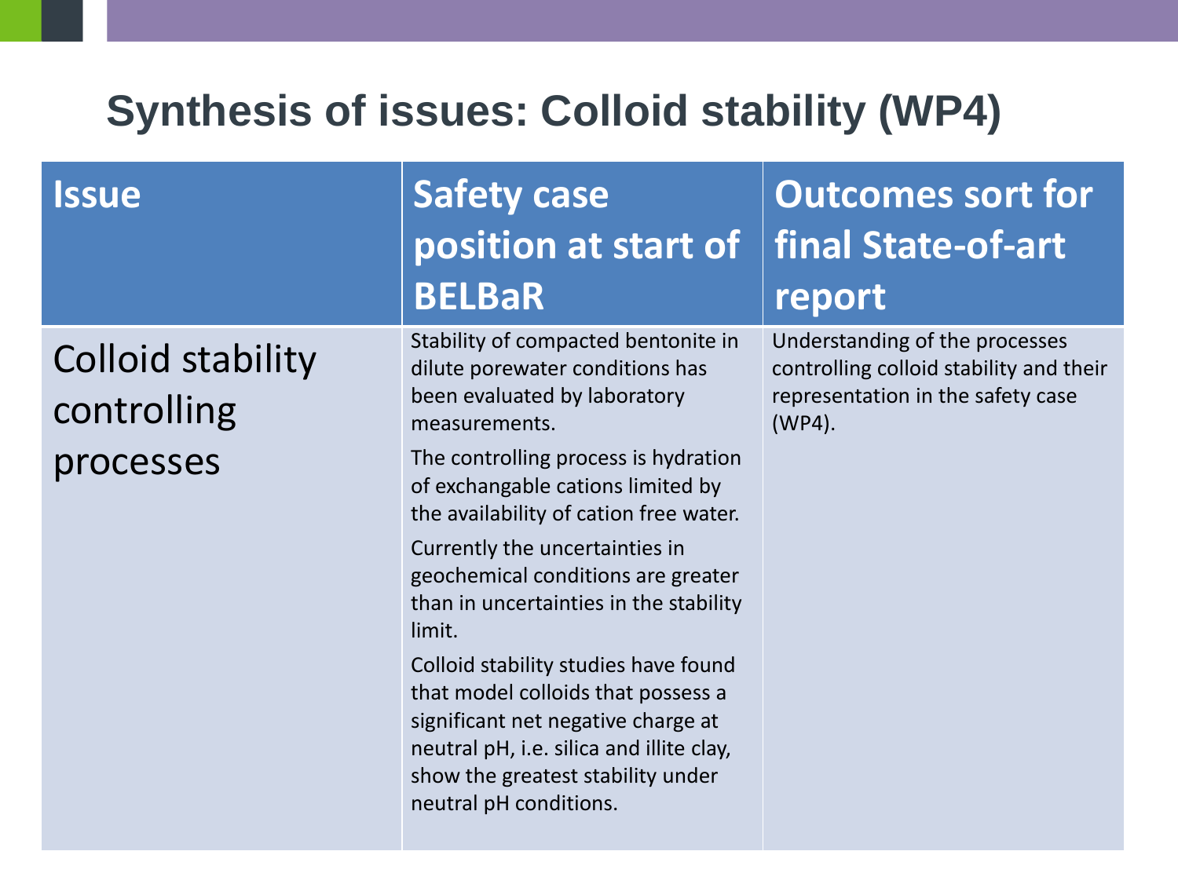# Synthesis of issues: Colloid stability (WP4)

| Issue | Safety case position at start of BELBaR | Outcomes sort for final State-of-art report |
| --- | --- | --- |
| Colloid stability controlling processes | Stability of compacted bentonite in dilute porewater conditions has been evaluated by laboratory measurements.<br><br>The controlling process is hydration of exchangable cations limited by the availability of cation free water.<br><br>Currently the uncertainties in geochemical conditions are greater than in uncertainties in the stability limit.<br><br>Colloid stability studies have found that model colloids that possess a significant net negative charge at neutral pH, i.e. silica and illite clay, show the greatest stability under neutral pH conditions. | Understanding of the processes controlling colloid stability and their representation in the safety case (WP4). |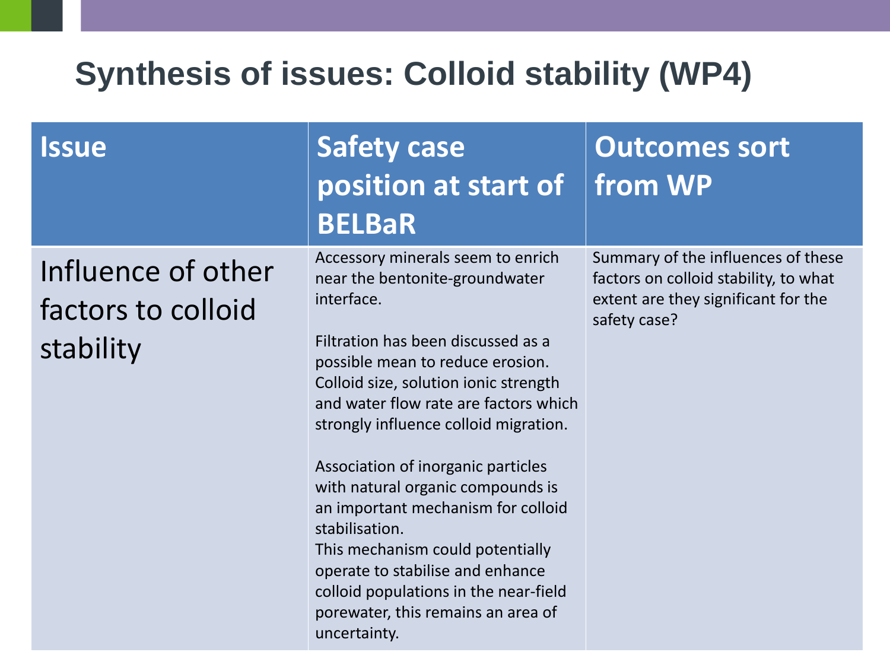# Synthesis of issues: Colloid stability (WP4)

| Issue | Safety case position at start of BELBaR | Outcomes sort from WP |
|---|---|---|
| Influence of other factors to colloid stability | Accessory minerals seem to enrich near the bentonite-groundwater interface.<br><br>Filtration has been discussed as a possible mean to reduce erosion. Colloid size, solution ionic strength and water flow rate are factors which strongly influence colloid migration.<br><br>Association of inorganic particles with natural organic compounds is an important mechanism for colloid stabilisation.<br>This mechanism could potentially operate to stabilise and enhance colloid populations in the near-field porewater, this remains an area of uncertainty. | Summary of the influences of these factors on colloid stability, to what extent are they significant for the safety case? |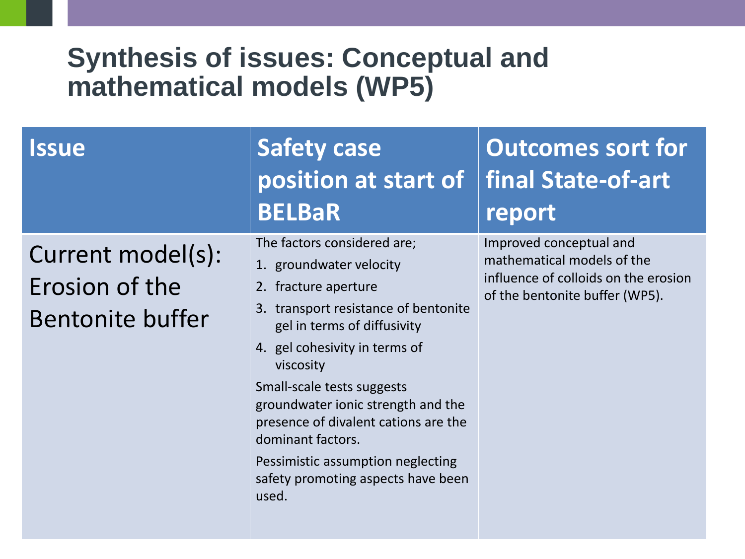# Synthesis of issues: Conceptual and mathematical models (WP5)

| Issue | Safety case position at start of BELBaR | Outcomes sort for final State-of-art report |
| --- | --- | --- |
| Current model(s): Erosion of the Bentonite buffer | The factors considered are;<br>1. groundwater velocity<br>2. fracture aperture<br>3. transport resistance of bentonite gel in terms of diffusivity<br>4. gel cohesivity in terms of viscosity<br>Small-scale tests suggests groundwater ionic strength and the presence of divalent cations are the dominant factors.<br>Pessimistic assumption neglecting safety promoting aspects have been used. | Improved conceptual and mathematical models of the influence of colloids on the erosion of the bentonite buffer (WP5). |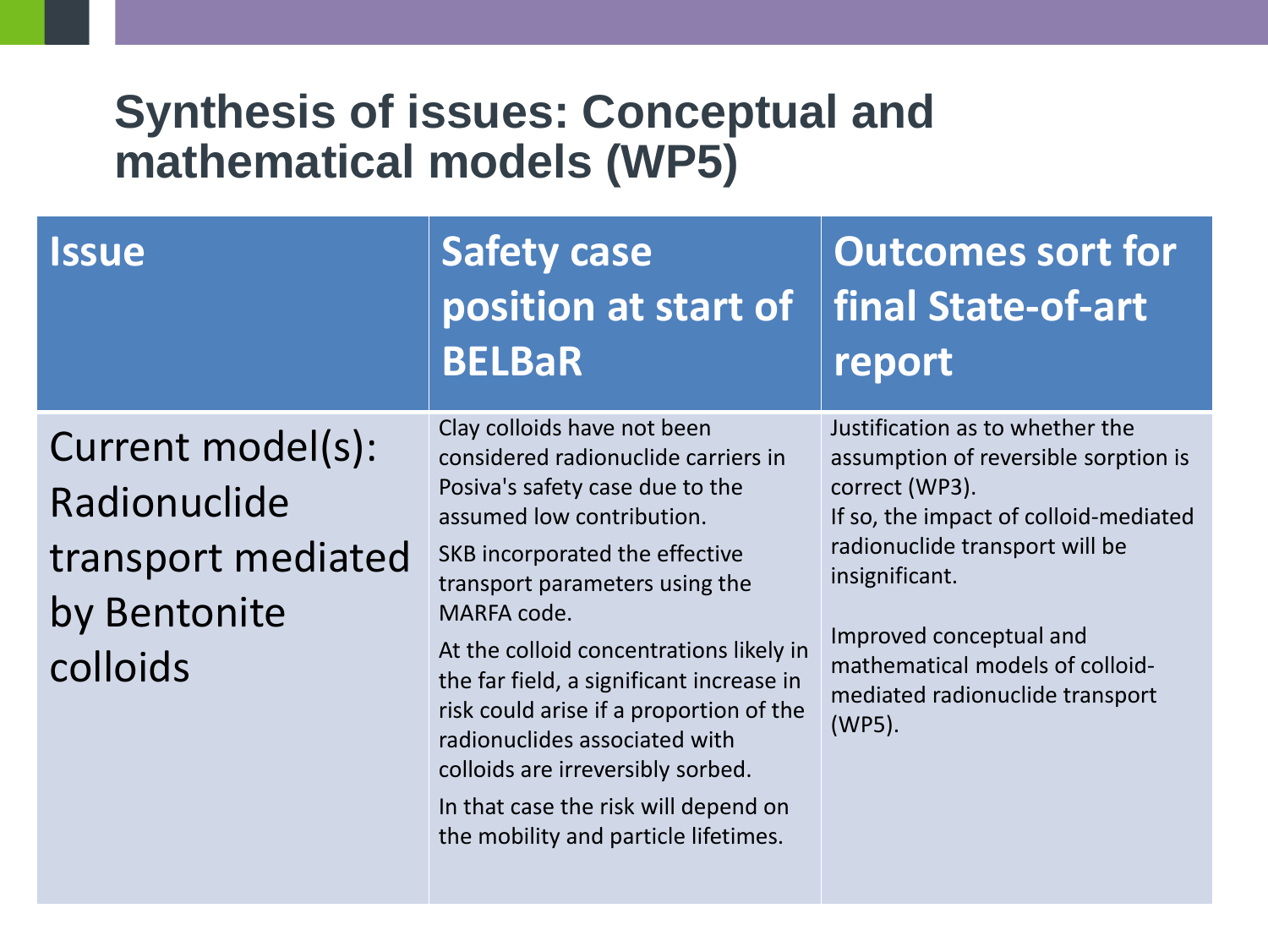# Synthesis of issues: Conceptual and mathematical models (WP5)

| Issue | Safety case position at start of BELBaR | Outcomes sort for final State-of-art report |
|---|---|---|
| Current model(s): Radionuclide transport mediated by Bentonite colloids | Clay colloids have not been considered radionuclide carriers in Posiva's safety case due to the assumed low contribution.<br><br>SKB incorporated the effective transport parameters using the MARFA code.<br><br>At the colloid concentrations likely in the far field, a significant increase in risk could arise if a proportion of the radionuclides associated with colloids are irreversibly sorbed.<br><br>In that case the risk will depend on the mobility and particle lifetimes. | Justification as to whether the assumption of reversible sorption is correct (WP3).<br>If so, the impact of colloid-mediated radionuclide transport will be insignificant.<br><br>Improved conceptual and mathematical models of colloid-mediated radionuclide transport (WP5). |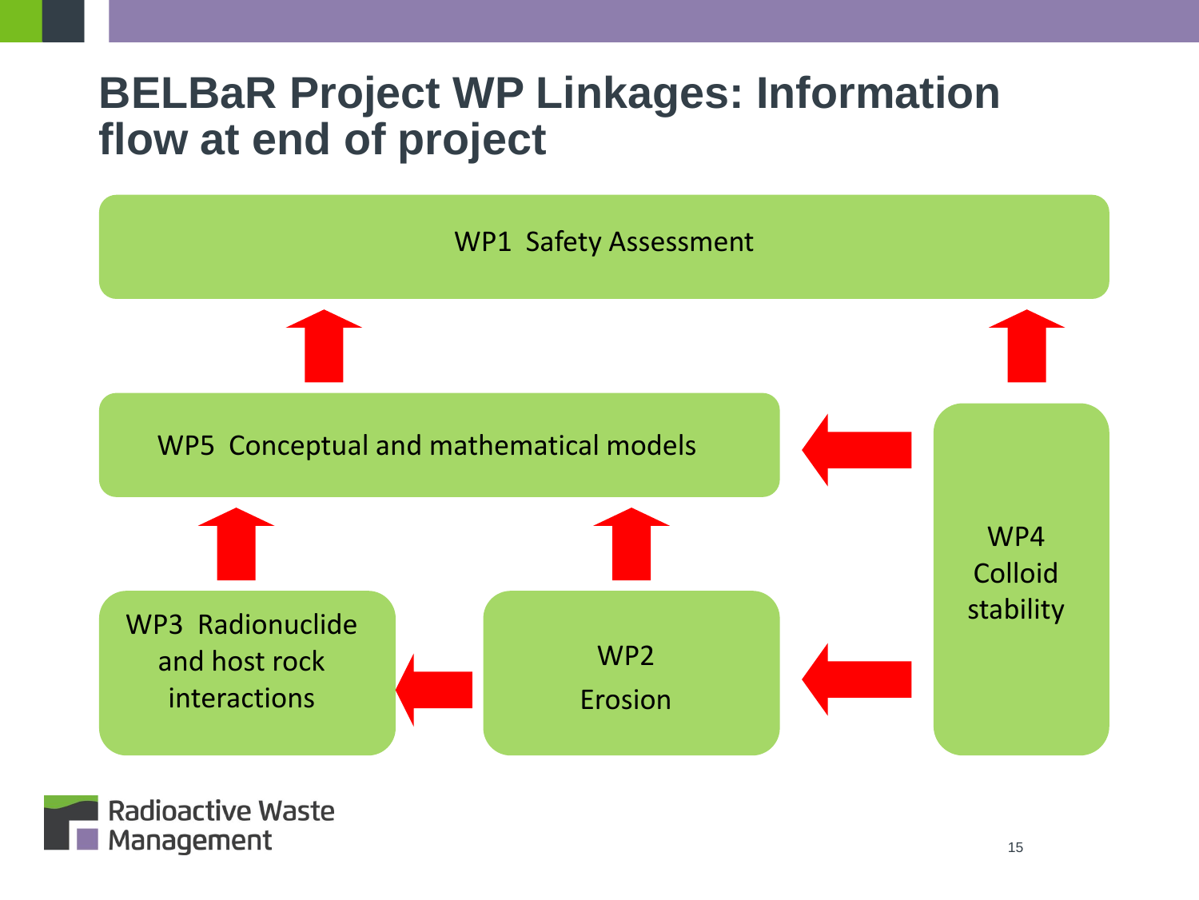# BELBaR Project WP Linkages: Information flow at end of project

WP1 Safety Assessment

WP5 Conceptual and mathematical models

WP4 Colloid stability

WP3 Radionuclide and host rock interactions

WP2 Erosion

Radioactive Waste Management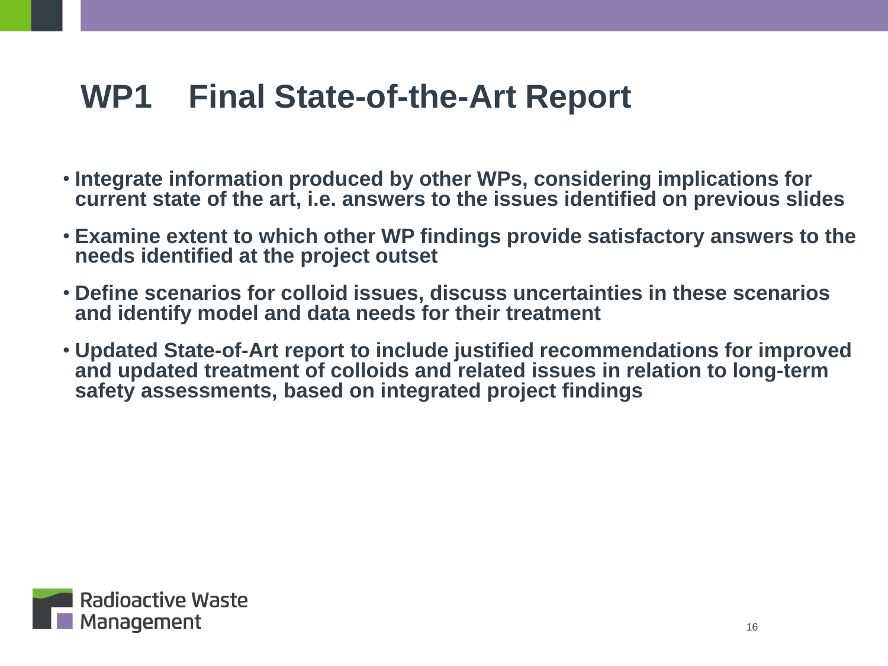# WP1 Final State-of-the-Art Report

- **Integrate information produced by other WPs, considering implications for current state of the art, i.e. answers to the issues identified on previous slides**
- **Examine extent to which other WP findings provide satisfactory answers to the needs identified at the project outset**
- **Define scenarios for colloid issues, discuss uncertainties in these scenarios and identify model and data needs for their treatment**
- **Updated State-of-Art report to include justified recommendations for improved and updated treatment of colloids and related issues in relation to long-term safety assessments, based on integrated project findings**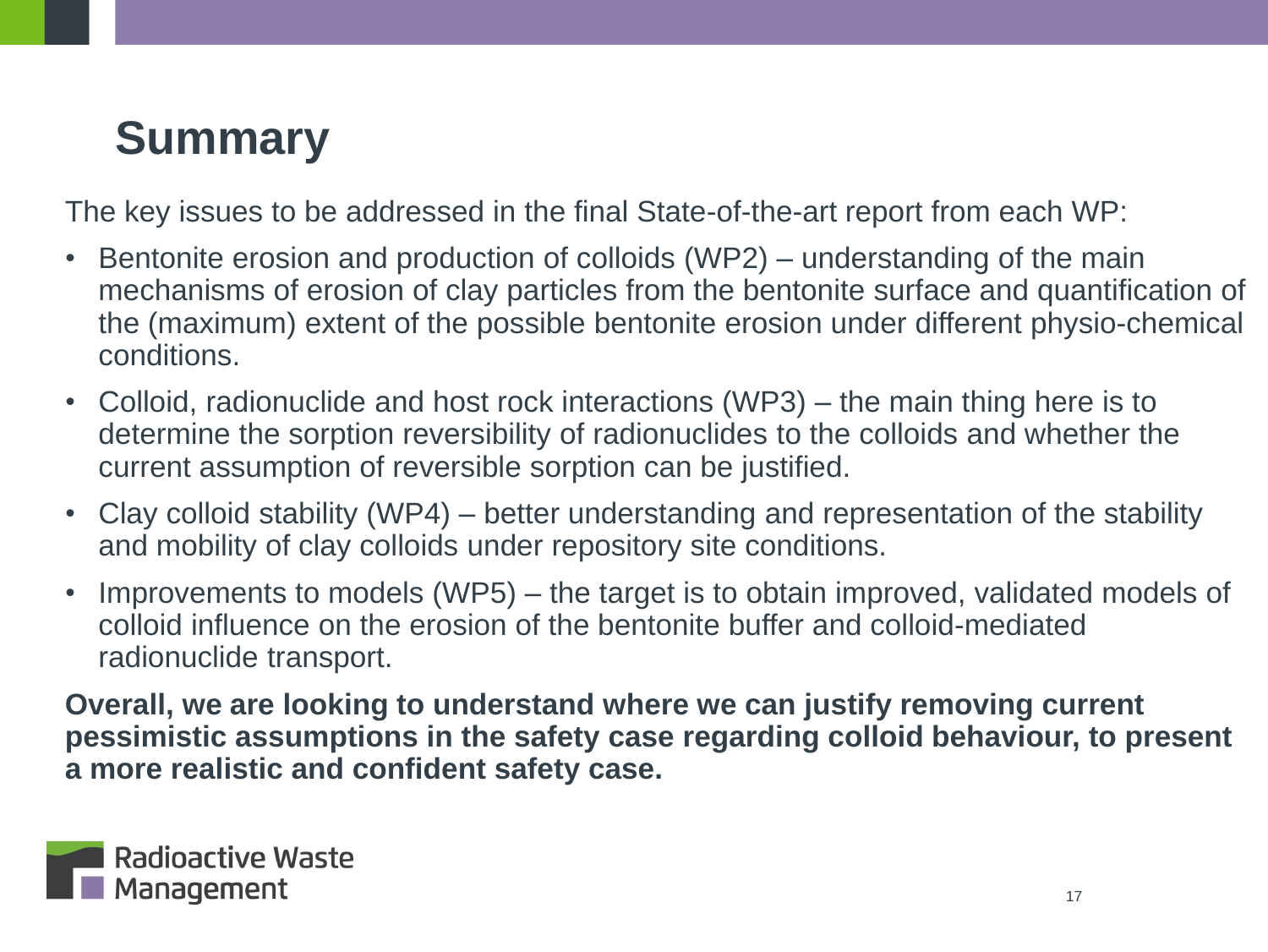# Summary

The key issues to be addressed in the final State-of-the-art report from each WP:

- Bentonite erosion and production of colloids (WP2) – understanding of the main mechanisms of erosion of clay particles from the bentonite surface and quantification of the (maximum) extent of the possible bentonite erosion under different physio-chemical conditions.
- Colloid, radionuclide and host rock interactions (WP3) – the main thing here is to determine the sorption reversibility of radionuclides to the colloids and whether the current assumption of reversible sorption can be justified.
- Clay colloid stability (WP4) – better understanding and representation of the stability and mobility of clay colloids under repository site conditions.
- Improvements to models (WP5) – the target is to obtain improved, validated models of colloid influence on the erosion of the bentonite buffer and colloid-mediated radionuclide transport.

**Overall, we are looking to understand where we can justify removing current pessimistic assumptions in the safety case regarding colloid behaviour, to present a more realistic and confident safety case.**

Radioactive Waste Management